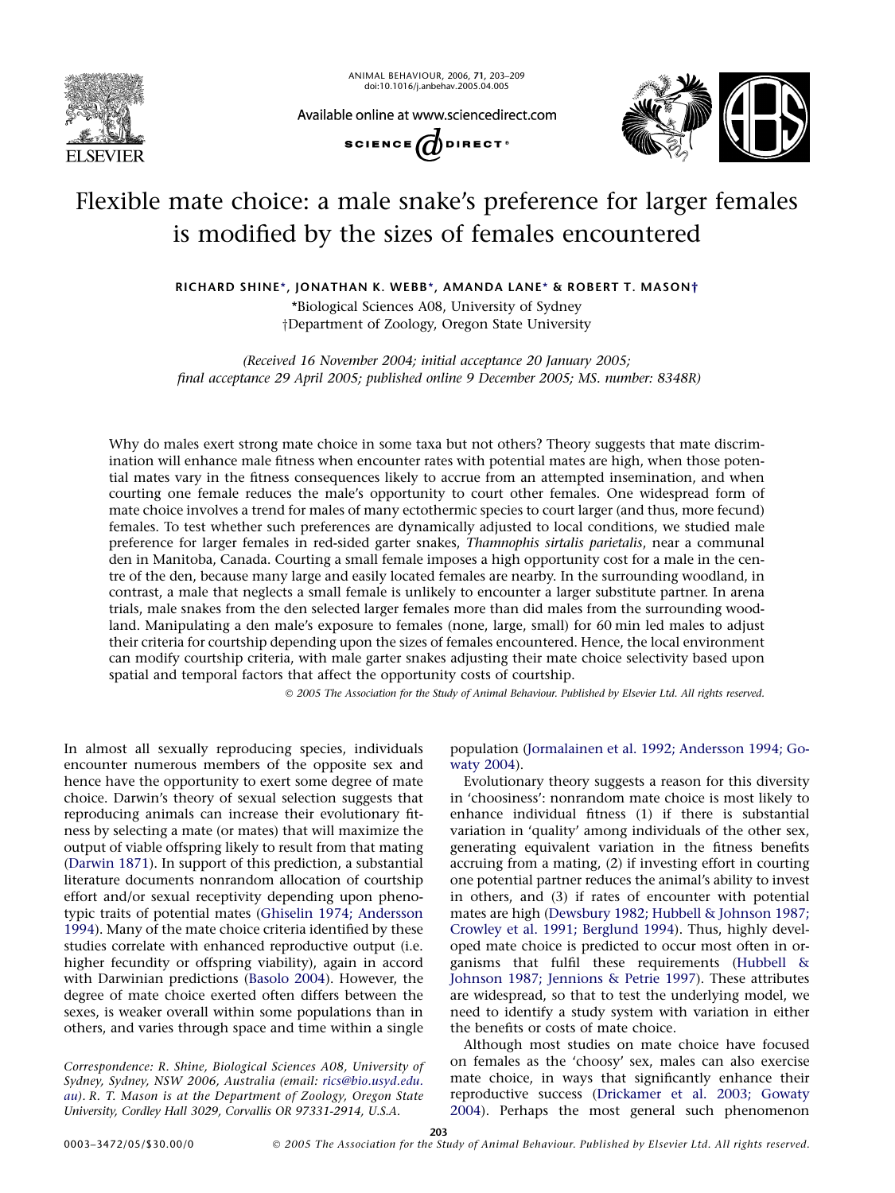# Flexible mate choice: a male snake's preference for larger females is modified by the sizes of females encountered

**RICHARD SHINE\*, JONATHAN K. WEBB\*, AMANDA LANE\* & ROBERT T. MASON†**

\*Biological Sciences A08, University of Sydney
†Department of Zoology, Oregon State University

*(Received 16 November 2004; initial acceptance 20 January 2005; final acceptance 29 April 2005; published online 9 December 2005; MS. number: 8348R)*

Why do males exert strong mate choice in some taxa but not others? Theory suggests that mate discrimination will enhance male fitness when encounter rates with potential mates are high, when those potential mates vary in the fitness consequences likely to accrue from an attempted insemination, and when courting one female reduces the male's opportunity to court other females. One widespread form of mate choice involves a trend for males of many ectothermic species to court larger (and thus, more fecund) females. To test whether such preferences are dynamically adjusted to local conditions, we studied male preference for larger females in red-sided garter snakes, *Thamnophis sirtalis parietalis*, near a communal den in Manitoba, Canada. Courting a small female imposes a high opportunity cost for a male in the centre of the den, because many large and easily located females are nearby. In the surrounding woodland, in contrast, a male that neglects a small female is unlikely to encounter a larger substitute partner. In arena trials, male snakes from the den selected larger females more than did males from the surrounding woodland. Manipulating a den male's exposure to females (none, large, small) for 60 min led males to adjust their criteria for courtship depending upon the sizes of females encountered. Hence, the local environment can modify courtship criteria, with male garter snakes adjusting their mate choice selectivity based upon spatial and temporal factors that affect the opportunity costs of courtship.

© 2005 The Association for the Study of Animal Behaviour. Published by Elsevier Ltd. All rights reserved.

In almost all sexually reproducing species, individuals encounter numerous members of the opposite sex and hence have the opportunity to exert some degree of mate choice. Darwin's theory of sexual selection suggests that reproducing animals can increase their evolutionary fitness by selecting a mate (or mates) that will maximize the output of viable offspring likely to result from that mating (Darwin 1871). In support of this prediction, a substantial literature documents nonrandom allocation of courtship effort and/or sexual receptivity depending upon phenotypic traits of potential mates (Ghiselin 1974; Andersson 1994). Many of the mate choice criteria identified by these studies correlate with enhanced reproductive output (i.e. higher fecundity or offspring viability), again in accord with Darwinian predictions (Basolo 2004). However, the degree of mate choice exerted often differs between the sexes, is weaker overall within some populations than in others, and varies through space and time within a single population (Jormalainen et al. 1992; Andersson 1994; Gowaty 2004).

Evolutionary theory suggests a reason for this diversity in 'choosiness': nonrandom mate choice is most likely to enhance individual fitness (1) if there is substantial variation in 'quality' among individuals of the other sex, generating equivalent variation in the fitness benefits accruing from a mating, (2) if investing effort in courting one potential partner reduces the animal's ability to invest in others, and (3) if rates of encounter with potential mates are high (Dewsbury 1982; Hubbell & Johnson 1987; Crowley et al. 1991; Berglund 1994). Thus, highly developed mate choice is predicted to occur most often in organisms that fulfil these requirements (Hubbell & Johnson 1987; Jennions & Petrie 1997). These attributes are widespread, so that to test the underlying model, we need to identify a study system with variation in either the benefits or costs of mate choice.

Although most studies on mate choice have focused on females as the 'choosy' sex, males can also exercise mate choice, in ways that significantly enhance their reproductive success (Drickamer et al. 2003; Gowaty 2004). Perhaps the most general such phenomenon

*Correspondence: R. Shine, Biological Sciences A08, University of Sydney, Sydney, NSW 2006, Australia (email: rics@bio.usyd.edu.au). R. T. Mason is at the Department of Zoology, Oregon State University, Cordley Hall 3029, Corvallis OR 97331-2914, U.S.A.*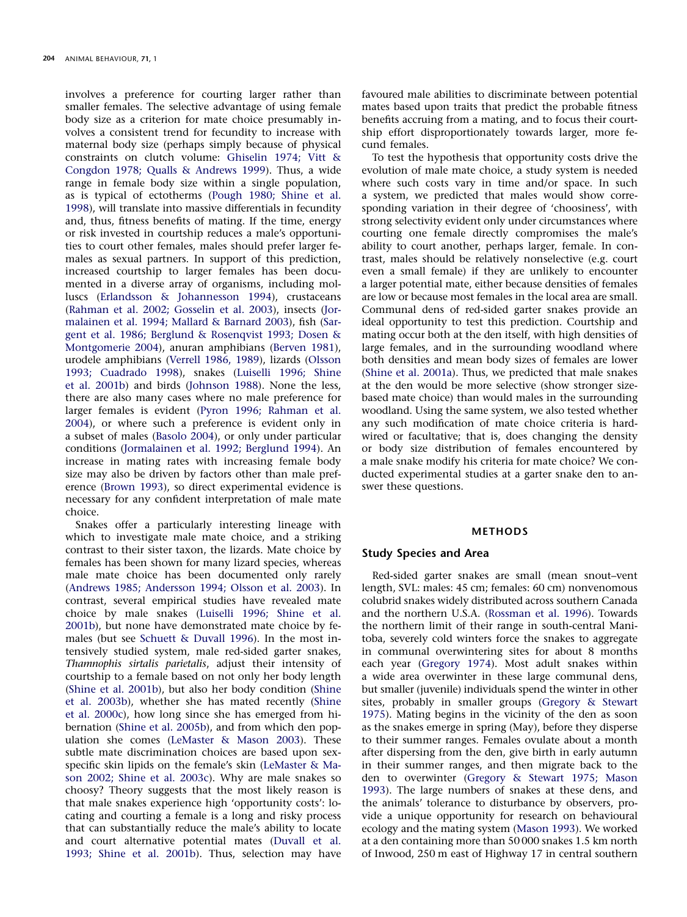involves a preference for courting larger rather than smaller females. The selective advantage of using female body size as a criterion for mate choice presumably involves a consistent trend for fecundity to increase with maternal body size (perhaps simply because of physical constraints on clutch volume: Ghiselin 1974; Vitt & Congdon 1978; Qualls & Andrews 1999). Thus, a wide range in female body size within a single population, as is typical of ectotherms (Pough 1980; Shine et al. 1998), will translate into massive differentials in fecundity and, thus, fitness benefits of mating. If the time, energy or risk invested in courtship reduces a male's opportunities to court other females, males should prefer larger females as sexual partners. In support of this prediction, increased courtship to larger females has been documented in a diverse array of organisms, including molluscs (Erlandsson & Johannesson 1994), crustaceans (Rahman et al. 2002; Gosselin et al. 2003), insects (Jormalainen et al. 1994; Mallard & Barnard 2003), fish (Sargent et al. 1986; Berglund & Rosenqvist 1993; Dosen & Montgomerie 2004), anuran amphibians (Berven 1981), urodele amphibians (Verrell 1986, 1989), lizards (Olsson 1993; Cuadrado 1998), snakes (Luiselli 1996; Shine et al. 2001b) and birds (Johnson 1988). None the less, there are also many cases where no male preference for larger females is evident (Pyron 1996; Rahman et al. 2004), or where such a preference is evident only in a subset of males (Basolo 2004), or only under particular conditions (Jormalainen et al. 1992; Berglund 1994). An increase in mating rates with increasing female body size may also be driven by factors other than male preference (Brown 1993), so direct experimental evidence is necessary for any confident interpretation of male mate choice.

Snakes offer a particularly interesting lineage with which to investigate male mate choice, and a striking contrast to their sister taxon, the lizards. Mate choice by females has been shown for many lizard species, whereas male mate choice has been documented only rarely (Andrews 1985; Andersson 1994; Olsson et al. 2003). In contrast, several empirical studies have revealed mate choice by male snakes (Luiselli 1996; Shine et al. 2001b), but none have demonstrated mate choice by females (but see Schuett & Duvall 1996). In the most intensively studied system, male red-sided garter snakes, *Thamnophis sirtalis parietalis*, adjust their intensity of courtship to a female based on not only her body length (Shine et al. 2001b), but also her body condition (Shine et al. 2003b), whether she has mated recently (Shine et al. 2000c), how long since she has emerged from hibernation (Shine et al. 2005b), and from which den population she comes (LeMaster & Mason 2003). These subtle mate discrimination choices are based upon sex-specific skin lipids on the female's skin (LeMaster & Mason 2002; Shine et al. 2003c). Why are male snakes so choosy? Theory suggests that the most likely reason is that male snakes experience high 'opportunity costs': locating and courting a female is a long and risky process that can substantially reduce the male's ability to locate and court alternative potential mates (Duvall et al. 1993; Shine et al. 2001b). Thus, selection may have favoured male abilities to discriminate between potential mates based upon traits that predict the probable fitness benefits accruing from a mating, and to focus their courtship effort disproportionately towards larger, more fecund females.

To test the hypothesis that opportunity costs drive the evolution of male mate choice, a study system is needed where such costs vary in time and/or space. In such a system, we predicted that males would show corresponding variation in their degree of 'choosiness', with strong selectivity evident only under circumstances where courting one female directly compromises the male's ability to court another, perhaps larger, female. In contrast, males should be relatively nonselective (e.g. court even a small female) if they are unlikely to encounter a larger potential mate, either because densities of females are low or because most females in the local area are small. Communal dens of red-sided garter snakes provide an ideal opportunity to test this prediction. Courtship and mating occur both at the den itself, with high densities of large females, and in the surrounding woodland where both densities and mean body sizes of females are lower (Shine et al. 2001a). Thus, we predicted that male snakes at the den would be more selective (show stronger size-based mate choice) than would males in the surrounding woodland. Using the same system, we also tested whether any such modification of mate choice criteria is hard-wired or facultative; that is, does changing the density or body size distribution of females encountered by a male snake modify his criteria for mate choice? We conducted experimental studies at a garter snake den to answer these questions.

## METHODS

### Study Species and Area

Red-sided garter snakes are small (mean snout–vent length, SVL: males: 45 cm; females: 60 cm) nonvenomous colubrid snakes widely distributed across southern Canada and the northern U.S.A. (Rossman et al. 1996). Towards the northern limit of their range in south-central Manitoba, severely cold winters force the snakes to aggregate in communal overwintering sites for about 8 months each year (Gregory 1974). Most adult snakes within a wide area overwinter in these large communal dens, but smaller (juvenile) individuals spend the winter in other sites, probably in smaller groups (Gregory & Stewart 1975). Mating begins in the vicinity of the den as soon as the snakes emerge in spring (May), before they disperse to their summer ranges. Females ovulate about a month after dispersing from the den, give birth in early autumn in their summer ranges, and then migrate back to the den to overwinter (Gregory & Stewart 1975; Mason 1993). The large numbers of snakes at these dens, and the animals' tolerance to disturbance by observers, provide a unique opportunity for research on behavioural ecology and the mating system (Mason 1993). We worked at a den containing more than 50 000 snakes 1.5 km north of Inwood, 250 m east of Highway 17 in central southern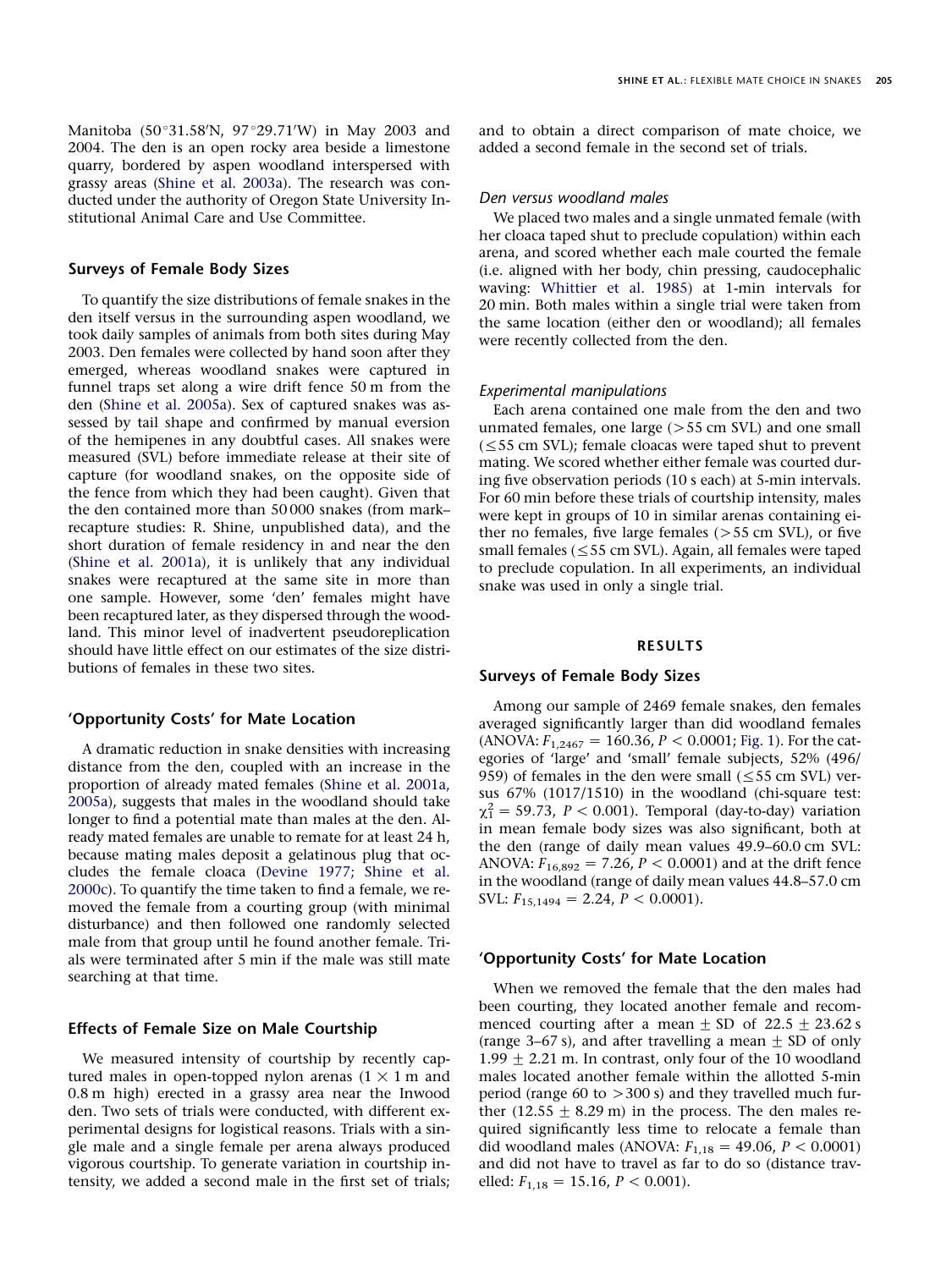Manitoba (50°31.58′N, 97°29.71′W) in May 2003 and 2004. The den is an open rocky area beside a limestone quarry, bordered by aspen woodland interspersed with grassy areas (Shine et al. 2003a). The research was conducted under the authority of Oregon State University Institutional Animal Care and Use Committee.

## Surveys of Female Body Sizes

To quantify the size distributions of female snakes in the den itself versus in the surrounding aspen woodland, we took daily samples of animals from both sites during May 2003. Den females were collected by hand soon after they emerged, whereas woodland snakes were captured in funnel traps set along a wire drift fence 50 m from the den (Shine et al. 2005a). Sex of captured snakes was assessed by tail shape and confirmed by manual eversion of the hemipenes in any doubtful cases. All snakes were measured (SVL) before immediate release at their site of capture (for woodland snakes, on the opposite side of the fence from which they had been caught). Given that the den contained more than 50 000 snakes (from mark–recapture studies: R. Shine, unpublished data), and the short duration of female residency in and near the den (Shine et al. 2001a), it is unlikely that any individual snakes were recaptured at the same site in more than one sample. However, some 'den' females might have been recaptured later, as they dispersed through the woodland. This minor level of inadvertent pseudoreplication should have little effect on our estimates of the size distributions of females in these two sites.

## 'Opportunity Costs' for Mate Location

A dramatic reduction in snake densities with increasing distance from the den, coupled with an increase in the proportion of already mated females (Shine et al. 2001a, 2005a), suggests that males in the woodland should take longer to find a potential mate than males at the den. Already mated females are unable to remate for at least 24 h, because mating males deposit a gelatinous plug that occludes the female cloaca (Devine 1977; Shine et al. 2000c). To quantify the time taken to find a female, we removed the female from a courting group (with minimal disturbance) and then followed one randomly selected male from that group until he found another female. Trials were terminated after 5 min if the male was still mate searching at that time.

## Effects of Female Size on Male Courtship

We measured intensity of courtship by recently captured males in open-topped nylon arenas (1 × 1 m and 0.8 m high) erected in a grassy area near the Inwood den. Two sets of trials were conducted, with different experimental designs for logistical reasons. Trials with a single male and a single female per arena always produced vigorous courtship. To generate variation in courtship intensity, we added a second male in the first set of trials; and to obtain a direct comparison of mate choice, we added a second female in the second set of trials.

### *Den versus woodland males*

We placed two males and a single unmated female (with her cloaca taped shut to preclude copulation) within each arena, and scored whether each male courted the female (i.e. aligned with her body, chin pressing, caudocephalic waving: Whittier et al. 1985) at 1-min intervals for 20 min. Both males within a single trial were taken from the same location (either den or woodland); all females were recently collected from the den.

### *Experimental manipulations*

Each arena contained one male from the den and two unmated females, one large (>55 cm SVL) and one small (≤55 cm SVL); female cloacas were taped shut to prevent mating. We scored whether either female was courted during five observation periods (10 s each) at 5-min intervals. For 60 min before these trials of courtship intensity, males were kept in groups of 10 in similar arenas containing either no females, five large females (>55 cm SVL), or five small females (≤55 cm SVL). Again, all females were taped to preclude copulation. In all experiments, an individual snake was used in only a single trial.

# RESULTS

## Surveys of Female Body Sizes

Among our sample of 2469 female snakes, den females averaged significantly larger than did woodland females (ANOVA: $F_{1,2467} = 160.36$, $P < 0.0001$; Fig. 1). For the categories of 'large' and 'small' female subjects, 52% (496/959) of females in the den were small (≤55 cm SVL) versus 67% (1017/1510) in the woodland (chi-square test: $\chi^2_1 = 59.73$, $P < 0.001$). Temporal (day-to-day) variation in mean female body sizes was also significant, both at the den (range of daily mean values 49.9–60.0 cm SVL: ANOVA: $F_{16,892} = 7.26$, $P < 0.0001$) and at the drift fence in the woodland (range of daily mean values 44.8–57.0 cm SVL: $F_{15,1494} = 2.24$, $P < 0.0001$).

## 'Opportunity Costs' for Mate Location

When we removed the female that the den males had been courting, they located another female and recommenced courting after a mean ± SD of 22.5 ± 23.62 s (range 3–67 s), and after travelling a mean ± SD of only 1.99 ± 2.21 m. In contrast, only four of the 10 woodland males located another female within the allotted 5-min period (range 60 to >300 s) and they travelled much further (12.55 ± 8.29 m) in the process. The den males required significantly less time to relocate a female than did woodland males (ANOVA: $F_{1,18} = 49.06$, $P < 0.0001$) and did not have to travel as far to do so (distance travelled: $F_{1,18} = 15.16$, $P < 0.001$).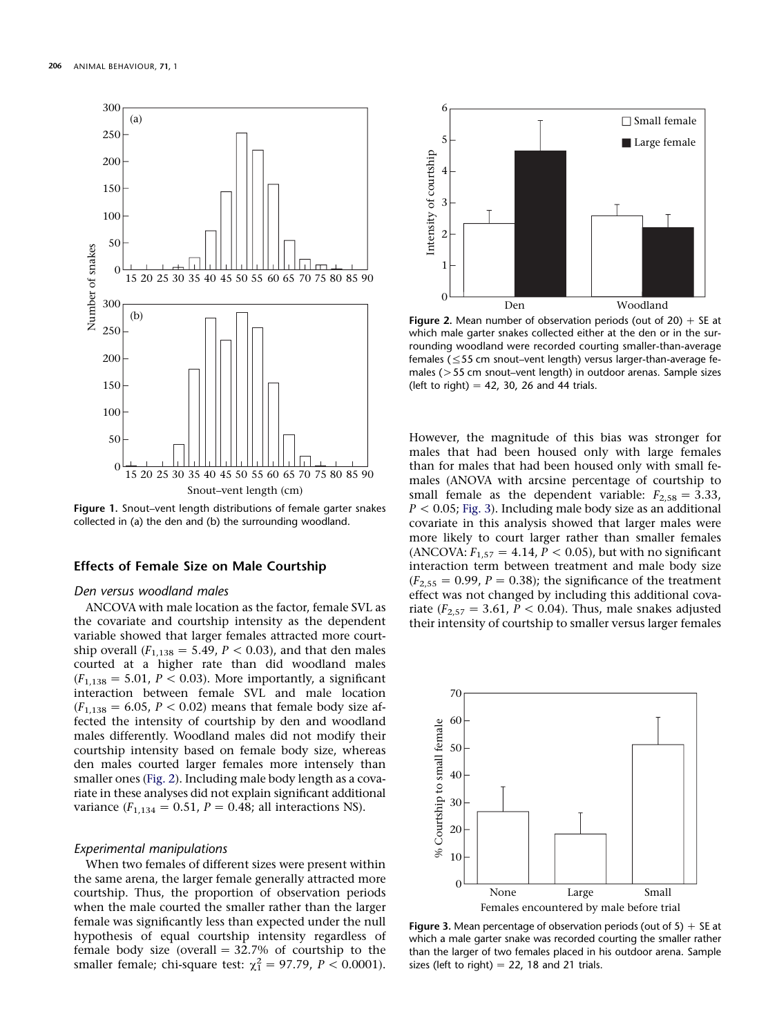**Figure 1.** Snout–vent length distributions of female garter snakes collected in (a) the den and (b) the surrounding woodland.

### Effects of Female Size on Male Courtship

#### *Den versus woodland males*

ANCOVA with male location as the factor, female SVL as the covariate and courtship intensity as the dependent variable showed that larger females attracted more courtship overall ($F_{1,138} = 5.49$, $P < 0.03$), and that den males courted at a higher rate than did woodland males ($F_{1,138} = 5.01$, $P < 0.03$). More importantly, a significant interaction between female SVL and male location ($F_{1,138} = 6.05$, $P < 0.02$) means that female body size affected the intensity of courtship by den and woodland males differently. Woodland males did not modify their courtship intensity based on female body size, whereas den males courted larger females more intensely than smaller ones (Fig. 2). Including male body length as a covariate in these analyses did not explain significant additional variance ($F_{1,134} = 0.51$, $P = 0.48$; all interactions NS).

#### *Experimental manipulations*

When two females of different sizes were present within the same arena, the larger female generally attracted more courtship. Thus, the proportion of observation periods when the male courted the smaller rather than the larger female was significantly less than expected under the null hypothesis of equal courtship intensity regardless of female body size (overall = 32.7% of courtship to the smaller female; chi-square test: $\chi^2_1 = 97.79$, $P < 0.0001$).

**Figure 2.** Mean number of observation periods (out of 20) + SE at which male garter snakes collected either at the den or in the surrounding woodland were recorded courting smaller-than-average females (≤55 cm snout–vent length) versus larger-than-average females (>55 cm snout–vent length) in outdoor arenas. Sample sizes (left to right) = 42, 30, 26 and 44 trials.

However, the magnitude of this bias was stronger for males that had been housed only with large females than for males that had been housed only with small females (ANOVA with arcsine percentage of courtship to small female as the dependent variable: $F_{2,58} = 3.33$, $P < 0.05$; Fig. 3). Including male body size as an additional covariate in this analysis showed that larger males were more likely to court larger rather than smaller females (ANCOVA: $F_{1,57} = 4.14$, $P < 0.05$), but with no significant interaction term between treatment and male body size ($F_{2,55} = 0.99$, $P = 0.38$); the significance of the treatment effect was not changed by including this additional covariate ($F_{2,57} = 3.61$, $P < 0.04$). Thus, male snakes adjusted their intensity of courtship to smaller versus larger females

**Figure 3.** Mean percentage of observation periods (out of 5) + SE at which a male garter snake was recorded courting the smaller rather than the larger of two females placed in his outdoor arena. Sample sizes (left to right) = 22, 18 and 21 trials.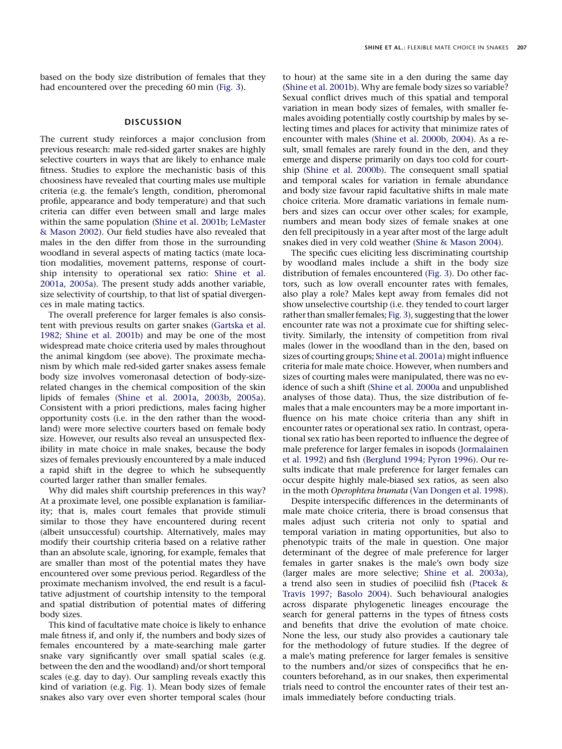based on the body size distribution of females that they had encountered over the preceding 60 min (Fig. 3).

## DISCUSSION

The current study reinforces a major conclusion from previous research: male red-sided garter snakes are highly selective courters in ways that are likely to enhance male fitness. Studies to explore the mechanistic basis of this choosiness have revealed that courting males use multiple criteria (e.g. the female's length, condition, pheromonal profile, appearance and body temperature) and that such criteria can differ even between small and large males within the same population (Shine et al. 2001b; LeMaster & Mason 2002). Our field studies have also revealed that males in the den differ from those in the surrounding woodland in several aspects of mating tactics (mate location modalities, movement patterns, response of courtship intensity to operational sex ratio: Shine et al. 2001a, 2005a). The present study adds another variable, size selectivity of courtship, to that list of spatial divergences in male mating tactics.

The overall preference for larger females is also consistent with previous results on garter snakes (Gartska et al. 1982; Shine et al. 2001b) and may be one of the most widespread mate choice criteria used by males throughout the animal kingdom (see above). The proximate mechanism by which male red-sided garter snakes assess female body size involves vomeronasal detection of body-size-related changes in the chemical composition of the skin lipids of females (Shine et al. 2001a, 2003b, 2005a). Consistent with a priori predictions, males facing higher opportunity costs (i.e. in the den rather than the woodland) were more selective courters based on female body size. However, our results also reveal an unsuspected flexibility in mate choice in male snakes, because the body sizes of females previously encountered by a male induced a rapid shift in the degree to which he subsequently courted larger rather than smaller females.

Why did males shift courtship preferences in this way? At a proximate level, one possible explanation is familiarity; that is, males court females that provide stimuli similar to those they have encountered during recent (albeit unsuccessful) courtship. Alternatively, males may modify their courtship criteria based on a relative rather than an absolute scale, ignoring, for example, females that are smaller than most of the potential mates they have encountered over some previous period. Regardless of the proximate mechanism involved, the end result is a facultative adjustment of courtship intensity to the temporal and spatial distribution of potential mates of differing body sizes.

This kind of facultative mate choice is likely to enhance male fitness if, and only if, the numbers and body sizes of females encountered by a mate-searching male garter snake vary significantly over small spatial scales (e.g. between the den and the woodland) and/or short temporal scales (e.g. day to day). Our sampling reveals exactly this kind of variation (e.g. Fig. 1). Mean body sizes of female snakes also vary over even shorter temporal scales (hour to hour) at the same site in a den during the same day (Shine et al. 2001b). Why are female body sizes so variable? Sexual conflict drives much of this spatial and temporal variation in mean body sizes of females, with smaller females avoiding potentially costly courtship by males by selecting times and places for activity that minimize rates of encounter with males (Shine et al. 2000b, 2004). As a result, small females are rarely found in the den, and they emerge and disperse primarily on days too cold for courtship (Shine et al. 2000b). The consequent small spatial and temporal scales for variation in female abundance and body size favour rapid facultative shifts in male mate choice criteria. More dramatic variations in female numbers and sizes can occur over other scales; for example, numbers and mean body sizes of female snakes at one den fell precipitously in a year after most of the large adult snakes died in very cold weather (Shine & Mason 2004).

The specific cues eliciting less discriminating courtship by woodland males include a shift in the body size distribution of females encountered (Fig. 3). Do other factors, such as low overall encounter rates with females, also play a role? Males kept away from females did not show unselective courtship (i.e. they tended to court larger rather than smaller females; Fig. 3), suggesting that the lower encounter rate was not a proximate cue for shifting selectivity. Similarly, the intensity of competition from rival males (lower in the woodland than in the den, based on sizes of courting groups; Shine et al. 2001a) might influence criteria for male mate choice. However, when numbers and sizes of courting males were manipulated, there was no evidence of such a shift (Shine et al. 2000a and unpublished analyses of those data). Thus, the size distribution of females that a male encounters may be a more important influence on his mate choice criteria than any shift in encounter rates or operational sex ratio. In contrast, operational sex ratio has been reported to influence the degree of male preference for larger females in isopods (Jormalainen et al. 1992) and fish (Berglund 1994; Pyron 1996). Our results indicate that male preference for larger females can occur despite highly male-biased sex ratios, as seen also in the moth *Operophtera brumata* (Van Dongen et al. 1998).

Despite interspecific differences in the determinants of male mate choice criteria, there is broad consensus that males adjust such criteria not only to spatial and temporal variation in mating opportunities, but also to phenotypic traits of the male in question. One major determinant of the degree of male preference for larger females in garter snakes is the male's own body size (larger males are more selective; Shine et al. 2003a), a trend also seen in studies of poeciliid fish (Ptacek & Travis 1997; Basolo 2004). Such behavioural analogies across disparate phylogenetic lineages encourage the search for general patterns in the types of fitness costs and benefits that drive the evolution of mate choice. None the less, our study also provides a cautionary tale for the methodology of future studies. If the degree of a male's mating preference for larger females is sensitive to the numbers and/or sizes of conspecifics that he encounters beforehand, as in our snakes, then experimental trials need to control the encounter rates of their test animals immediately before conducting trials.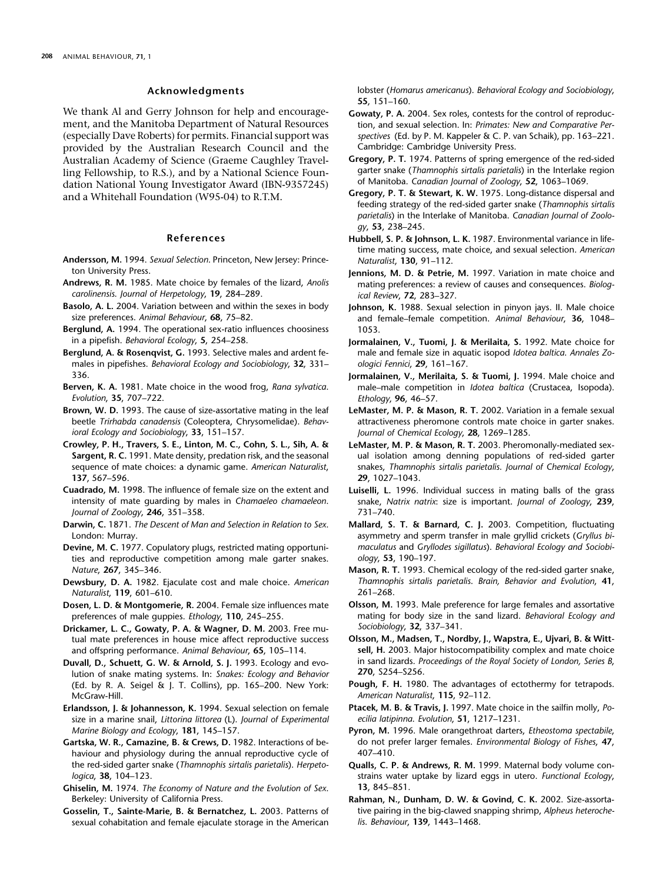## Acknowledgments

We thank Al and Gerry Johnson for help and encouragement, and the Manitoba Department of Natural Resources (especially Dave Roberts) for permits. Financial support was provided by the Australian Research Council and the Australian Academy of Science (Graeme Caughley Travelling Fellowship, to R.S.), and by a National Science Foundation National Young Investigator Award (IBN-9357245) and a Whitehall Foundation (W95-04) to R.T.M.

## References

**Andersson, M.** 1994. *Sexual Selection*. Princeton, New Jersey: Princeton University Press.

**Andrews, R. M.** 1985. Mate choice by females of the lizard, *Anolis carolinensis. Journal of Herpetology*, **19**, 284–289.

**Basolo, A. L.** 2004. Variation between and within the sexes in body size preferences. *Animal Behaviour*, **68**, 75–82.

**Berglund, A.** 1994. The operational sex-ratio influences choosiness in a pipefish. *Behavioral Ecology*, **5**, 254–258.

**Berglund, A. & Rosenqvist, G.** 1993. Selective males and ardent females in pipefishes. *Behavioral Ecology and Sociobiology*, **32**, 331–336.

**Berven, K. A.** 1981. Mate choice in the wood frog, *Rana sylvatica*. *Evolution*, **35**, 707–722.

**Brown, W. D.** 1993. The cause of size-assortative mating in the leaf beetle *Trirhabda canadensis* (Coleoptera, Chrysomelidae). *Behavioral Ecology and Sociobiology*, **33**, 151–157.

**Crowley, P. H., Travers, S. E., Linton, M. C., Cohn, S. L., Sih, A. & Sargent, R. C.** 1991. Mate density, predation risk, and the seasonal sequence of mate choices: a dynamic game. *American Naturalist*, **137**, 567–596.

**Cuadrado, M.** 1998. The influence of female size on the extent and intensity of mate guarding by males in *Chamaeleo chamaeleon*. *Journal of Zoology*, **246**, 351–358.

**Darwin, C.** 1871. *The Descent of Man and Selection in Relation to Sex*. London: Murray.

**Devine, M. C.** 1977. Copulatory plugs, restricted mating opportunities and reproductive competition among male garter snakes. *Nature*, **267**, 345–346.

**Dewsbury, D. A.** 1982. Ejaculate cost and male choice. *American Naturalist*, **119**, 601–610.

**Dosen, L. D. & Montgomerie, R.** 2004. Female size influences mate preferences of male guppies. *Ethology*, **110**, 245–255.

**Drickamer, L. C., Gowaty, P. A. & Wagner, D. M.** 2003. Free mutual mate preferences in house mice affect reproductive success and offspring performance. *Animal Behaviour*, **65**, 105–114.

**Duvall, D., Schuett, G. W. & Arnold, S. J.** 1993. Ecology and evolution of snake mating systems. In: *Snakes: Ecology and Behavior* (Ed. by R. A. Seigel & J. T. Collins), pp. 165–200. New York: McGraw-Hill.

**Erlandsson, J. & Johannesson, K.** 1994. Sexual selection on female size in a marine snail, *Littorina littorea* (L). *Journal of Experimental Marine Biology and Ecology*, **181**, 145–157.

**Gartska, W. R., Camazine, B. & Crews, D.** 1982. Interactions of behaviour and physiology during the annual reproductive cycle of the red-sided garter snake (*Thamnophis sirtalis parietalis*). *Herpetologica*, **38**, 104–123.

**Ghiselin, M.** 1974. *The Economy of Nature and the Evolution of Sex*. Berkeley: University of California Press.

**Gosselin, T., Sainte-Marie, B. & Bernatchez, L.** 2003. Patterns of sexual cohabitation and female ejaculate storage in the American lobster (*Homarus americanus*). *Behavioral Ecology and Sociobiology*, **55**, 151–160.

**Gowaty, P. A.** 2004. Sex roles, contests for the control of reproduction, and sexual selection. In: *Primates: New and Comparative Perspectives* (Ed. by P. M. Kappeler & C. P. van Schaik), pp. 163–221. Cambridge: Cambridge University Press.

**Gregory, P. T.** 1974. Patterns of spring emergence of the red-sided garter snake (*Thamnophis sirtalis parietalis*) in the Interlake region of Manitoba. *Canadian Journal of Zoology*, **52**, 1063–1069.

**Gregory, P. T. & Stewart, K. W.** 1975. Long-distance dispersal and feeding strategy of the red-sided garter snake (*Thamnophis sirtalis parietalis*) in the Interlake of Manitoba. *Canadian Journal of Zoology*, **53**, 238–245.

**Hubbell, S. P. & Johnson, L. K.** 1987. Environmental variance in lifetime mating success, mate choice, and sexual selection. *American Naturalist*, **130**, 91–112.

**Jennions, M. D. & Petrie, M.** 1997. Variation in mate choice and mating preferences: a review of causes and consequences. *Biological Review*, **72**, 283–327.

**Johnson, K.** 1988. Sexual selection in pinyon jays. II. Male choice and female–female competition. *Animal Behaviour*, **36**, 1048–1053.

**Jormalainen, V., Tuomi, J. & Merilaita, S.** 1992. Mate choice for male and female size in aquatic isopod *Idotea baltica. Annales Zoologici Fennici*, **29**, 161–167.

**Jormalainen, V., Merilaita, S. & Tuomi, J.** 1994. Male choice and male–male competition in *Idotea baltica* (Crustacea, Isopoda). *Ethology*, **96**, 46–57.

**LeMaster, M. P. & Mason, R. T.** 2002. Variation in a female sexual attractiveness pheromone controls mate choice in garter snakes. *Journal of Chemical Ecology*, **28**, 1269–1285.

**LeMaster, M. P. & Mason, R. T.** 2003. Pheromonally-mediated sexual isolation among denning populations of red-sided garter snakes, *Thamnophis sirtalis parietalis*. *Journal of Chemical Ecology*, **29**, 1027–1043.

**Luiselli, L.** 1996. Individual success in mating balls of the grass snake, *Natrix natrix*: size is important. *Journal of Zoology*, **239**, 731–740.

**Mallard, S. T. & Barnard, C. J.** 2003. Competition, fluctuating asymmetry and sperm transfer in male gryllid crickets (*Gryllus bimaculatus* and *Gryllodes sigillatus*). *Behavioral Ecology and Sociobiology*, **53**, 190–197.

**Mason, R. T.** 1993. Chemical ecology of the red-sided garter snake, *Thamnophis sirtalis parietalis*. *Brain, Behavior and Evolution*, **41**, 261–268.

**Olsson, M.** 1993. Male preference for large females and assortative mating for body size in the sand lizard. *Behavioral Ecology and Sociobiology*, **32**, 337–341.

**Olsson, M., Madsen, T., Nordby, J., Wapstra, E., Ujvari, B. & Wittsell, H.** 2003. Major histocompatibility complex and mate choice in sand lizards. *Proceedings of the Royal Society of London, Series B*, **270**, S254–S256.

**Pough, F. H.** 1980. The advantages of ectothermy for tetrapods. *American Naturalist*, **115**, 92–112.

**Ptacek, M. B. & Travis, J.** 1997. Mate choice in the sailfin molly, *Poecilia latipinna. Evolution*, **51**, 1217–1231.

**Pyron, M.** 1996. Male orangethroat darters, *Etheostoma spectabile*, do not prefer larger females. *Environmental Biology of Fishes*, **47**, 407–410.

**Qualls, C. P. & Andrews, R. M.** 1999. Maternal body volume constrains water uptake by lizard eggs in utero. *Functional Ecology*, **13**, 845–851.

**Rahman, N., Dunham, D. W. & Govind, C. K.** 2002. Size-assortative pairing in the big-clawed snapping shrimp, *Alpheus heterochelis. Behaviour*, **139**, 1443–1468.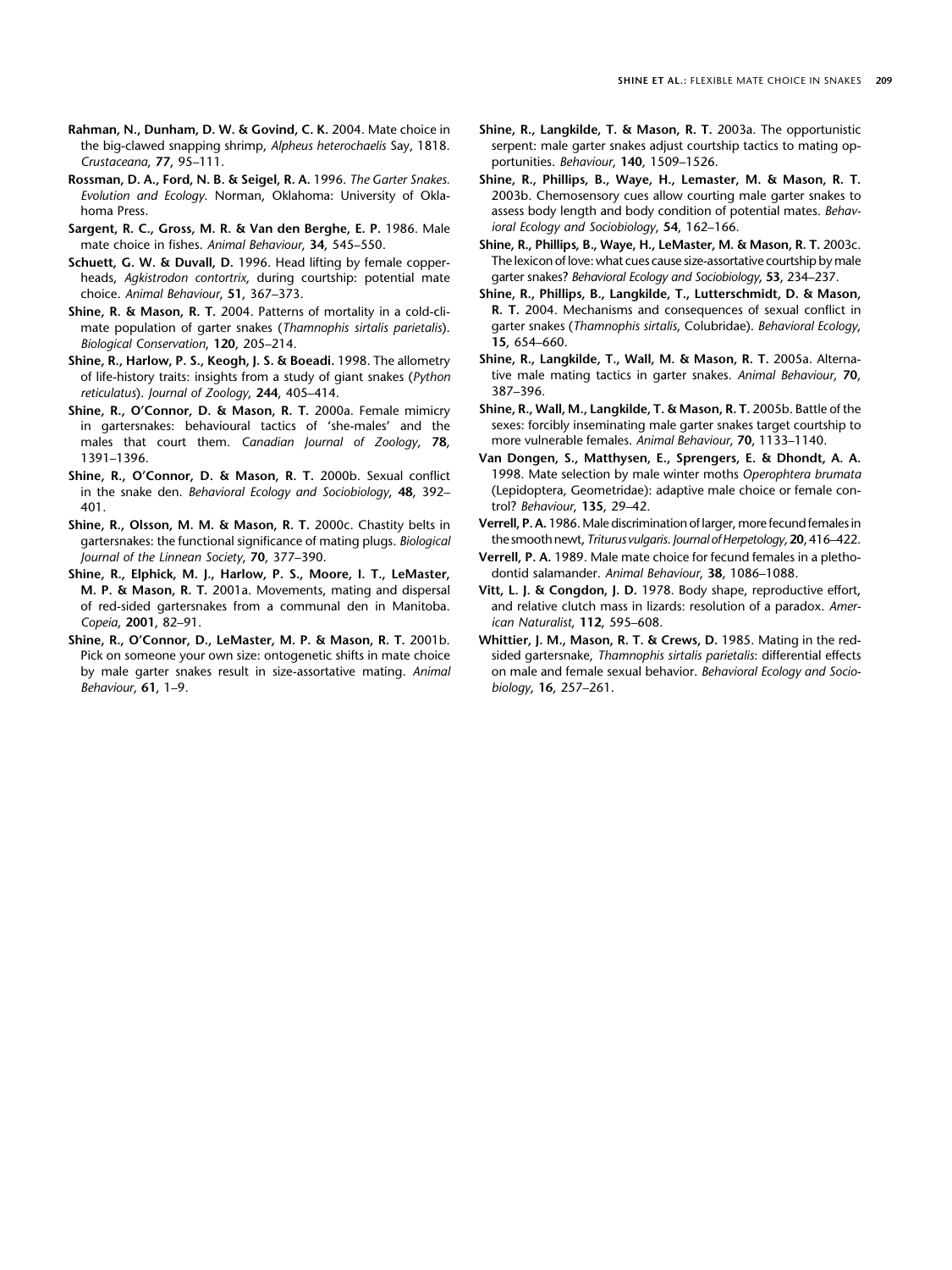**Rahman, N., Dunham, D. W. & Govind, C. K.** 2004. Mate choice in the big-clawed snapping shrimp, *Alpheus heterochaelis* Say, 1818. *Crustaceana*, **77**, 95–111.

**Rossman, D. A., Ford, N. B. & Seigel, R. A.** 1996. *The Garter Snakes. Evolution and Ecology*. Norman, Oklahoma: University of Oklahoma Press.

**Sargent, R. C., Gross, M. R. & Van den Berghe, E. P.** 1986. Male mate choice in fishes. *Animal Behaviour*, **34**, 545–550.

**Schuett, G. W. & Duvall, D.** 1996. Head lifting by female copperheads, *Agkistrodon contortrix*, during courtship: potential mate choice. *Animal Behaviour*, **51**, 367–373.

**Shine, R. & Mason, R. T.** 2004. Patterns of mortality in a cold-climate population of garter snakes (*Thamnophis sirtalis parietalis*). *Biological Conservation*, **120**, 205–214.

**Shine, R., Harlow, P. S., Keogh, J. S. & Boeadi.** 1998. The allometry of life-history traits: insights from a study of giant snakes (*Python reticulatus*). *Journal of Zoology*, **244**, 405–414.

**Shine, R., O'Connor, D. & Mason, R. T.** 2000a. Female mimicry in gartersnakes: behavioural tactics of 'she-males' and the males that court them. *Canadian Journal of Zoology*, **78**, 1391–1396.

**Shine, R., O'Connor, D. & Mason, R. T.** 2000b. Sexual conflict in the snake den. *Behavioral Ecology and Sociobiology*, **48**, 392–401.

**Shine, R., Olsson, M. M. & Mason, R. T.** 2000c. Chastity belts in gartersnakes: the functional significance of mating plugs. *Biological Journal of the Linnean Society*, **70**, 377–390.

**Shine, R., Elphick, M. J., Harlow, P. S., Moore, I. T., LeMaster, M. P. & Mason, R. T.** 2001a. Movements, mating and dispersal of red-sided gartersnakes from a communal den in Manitoba. *Copeia*, **2001**, 82–91.

**Shine, R., O'Connor, D., LeMaster, M. P. & Mason, R. T.** 2001b. Pick on someone your own size: ontogenetic shifts in mate choice by male garter snakes result in size-assortative mating. *Animal Behaviour*, **61**, 1–9.

**Shine, R., Langkilde, T. & Mason, R. T.** 2003a. The opportunistic serpent: male garter snakes adjust courtship tactics to mating opportunities. *Behaviour*, **140**, 1509–1526.

**Shine, R., Phillips, B., Waye, H., Lemaster, M. & Mason, R. T.** 2003b. Chemosensory cues allow courting male garter snakes to assess body length and body condition of potential mates. *Behavioral Ecology and Sociobiology*, **54**, 162–166.

**Shine, R., Phillips, B., Waye, H., LeMaster, M. & Mason, R. T.** 2003c. The lexicon of love: what cues cause size-assortative courtship by male garter snakes? *Behavioral Ecology and Sociobiology*, **53**, 234–237.

**Shine, R., Phillips, B., Langkilde, T., Lutterschmidt, D. & Mason, R. T.** 2004. Mechanisms and consequences of sexual conflict in garter snakes (*Thamnophis sirtalis*, Colubridae). *Behavioral Ecology*, **15**, 654–660.

**Shine, R., Langkilde, T., Wall, M. & Mason, R. T.** 2005a. Alternative male mating tactics in garter snakes. *Animal Behaviour*, **70**, 387–396.

**Shine, R., Wall, M., Langkilde, T. & Mason, R. T.** 2005b. Battle of the sexes: forcibly inseminating male garter snakes target courtship to more vulnerable females. *Animal Behaviour*, **70**, 1133–1140.

**Van Dongen, S., Matthysen, E., Sprengers, E. & Dhondt, A. A.** 1998. Mate selection by male winter moths *Operophtera brumata* (Lepidoptera, Geometridae): adaptive male choice or female control? *Behaviour*, **135**, 29–42.

**Verrell, P. A.** 1986. Male discrimination of larger, more fecund females in the smooth newt, *Triturus vulgaris*. *Journal of Herpetology*, **20**, 416–422.

**Verrell, P. A.** 1989. Male mate choice for fecund females in a plethodontid salamander. *Animal Behaviour*, **38**, 1086–1088.

**Vitt, L. J. & Congdon, J. D.** 1978. Body shape, reproductive effort, and relative clutch mass in lizards: resolution of a paradox. *American Naturalist*, **112**, 595–608.

**Whittier, J. M., Mason, R. T. & Crews, D.** 1985. Mating in the red-sided gartersnake, *Thamnophis sirtalis parietalis*: differential effects on male and female sexual behavior. *Behavioral Ecology and Sociobiology*, **16**, 257–261.